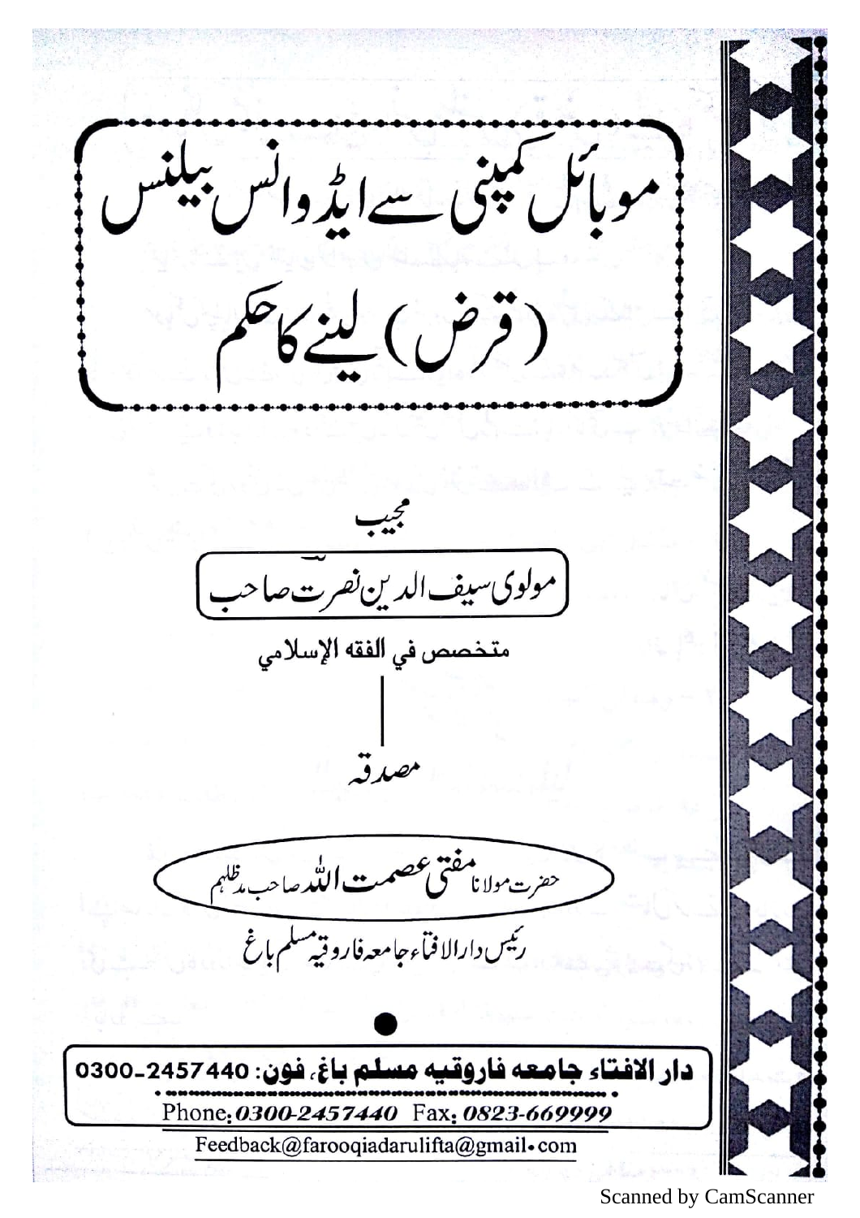# موبائل کمپنی سے ایڈوانس بیلنس (قرض) لینے کا حکم

مجیب

**مولوی سیف الدین نصرت صاحب**

متخصص في الفقه الإسلامي

مصدقہ

حضرت مولانا **مفتی عصمت اللہ** صاحب مدظلہم

رئیس دارالافتاء جامعہ فاروقیہ مسلم باغ

**دار الافتاء جامعہ فاروقیہ مسلم باغ، فون: 0300-2457440**

Phone: *0300-2457440* Fax: *0823-669999*

Feedback@farooqiadarulifta@gmail.com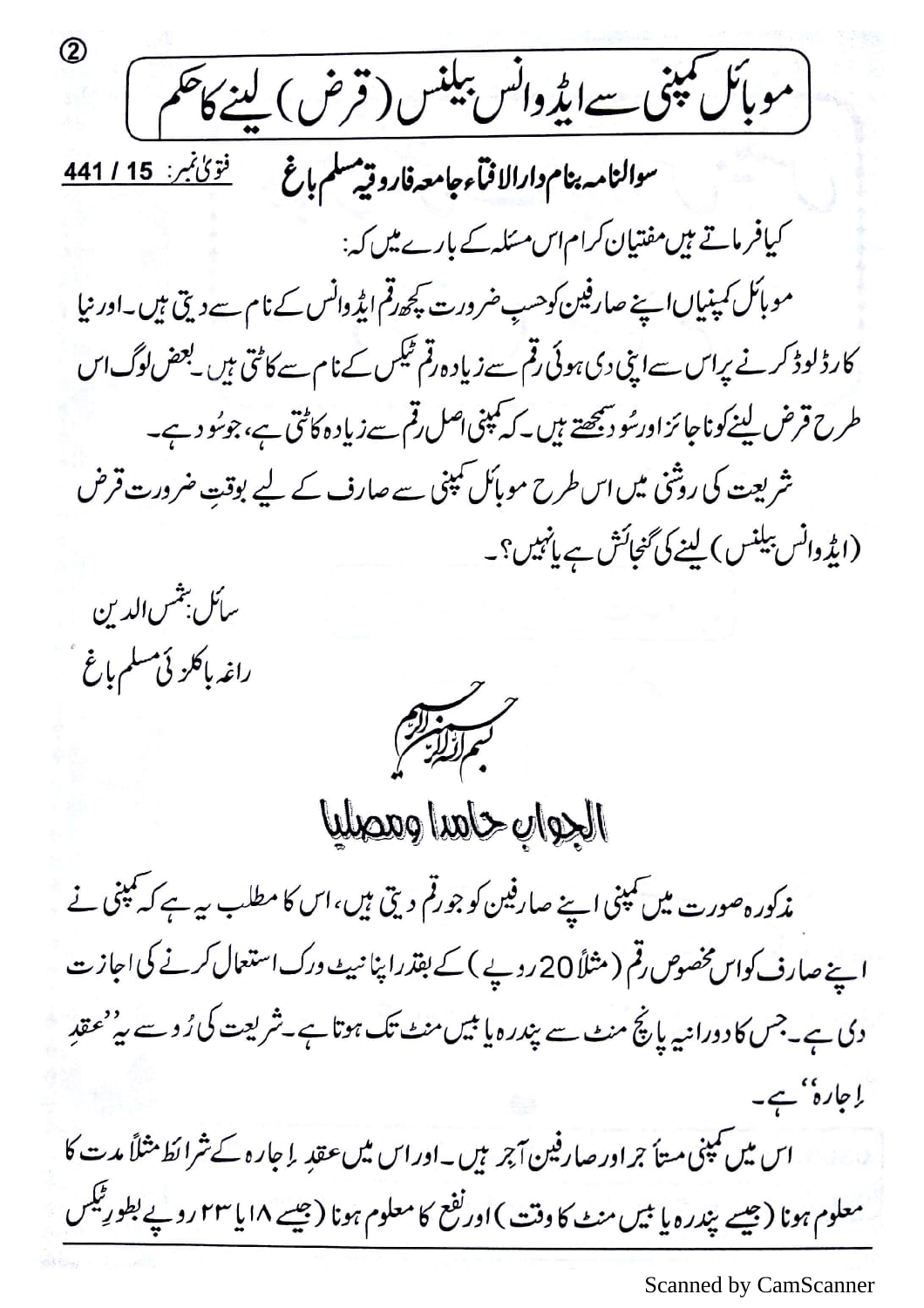# موبائل کمپنی سے ایڈوانس بیلنس (قرض) لینے کا حکم

**سوالنامہ بنام دارالافتاء جامعہ فاروقیہ مسلم باغ** فتویٰ نمبر: **441 / 15**

کیا فرماتے ہیں مفتیان کرام اس مسئلہ کے بارے میں کہ:

موبائل کمپنیاں اپنے صارفین کو حسبِ ضرورت کچھ رقم ایڈوانس کے نام سے دیتی ہیں۔ اور نیا کارڈ لوڈ کرنے پر اس سے اپنی دی ہوئی رقم سے زیادہ رقم ٹیکس کے نام سے کاٹتی ہیں۔ بعض لوگ اس طرح قرض لینے کو ناجائز اور سُود سمجھتے ہیں۔ کہ کمپنی اصل رقم سے زیادہ کاٹتی ہے، جو سُود ہے۔

شریعت کی روشنی میں اس طرح موبائل کمپنی سے صارف کے لیے بوقتِ ضرورت قرض (ایڈوانس بیلنس) لینے کی گنجائش ہے یا نہیں؟

سائل: شمس الدین
راغہ باکلزئی مسلم باغ

بسم اللہ الرحمٰن الرحیم

## الجواب حامدا ومصلیا

مذکورہ صورت میں کمپنی اپنے صارفین کو جو رقم دیتی ہیں، اس کا مطلب یہ ہے کہ کمپنی نے اپنے صارف کو اس مخصوص رقم (مثلاً 20 روپے) کے بقدر اپنا نیٹ ورک استعمال کرنے کی اجازت دی ہے۔ جس کا دورانیہ پانچ منٹ سے پندرہ یا بیس منٹ تک ہوتا ہے۔ شریعت کی رُو سے یہ "عقدِ اِجارہ" ہے۔

اس میں کمپنی مستاجر اور صارفین آجر ہیں۔ اور اس میں عقدِ اِجارہ کے شرائط مثلاً مدت کا معلوم ہونا (جیسے پندرہ یا بیس منٹ کا وقت) اور نفع کا معلوم ہونا (جیسے ۱۸ یا ۲۳ روپے بطورِ ٹیکس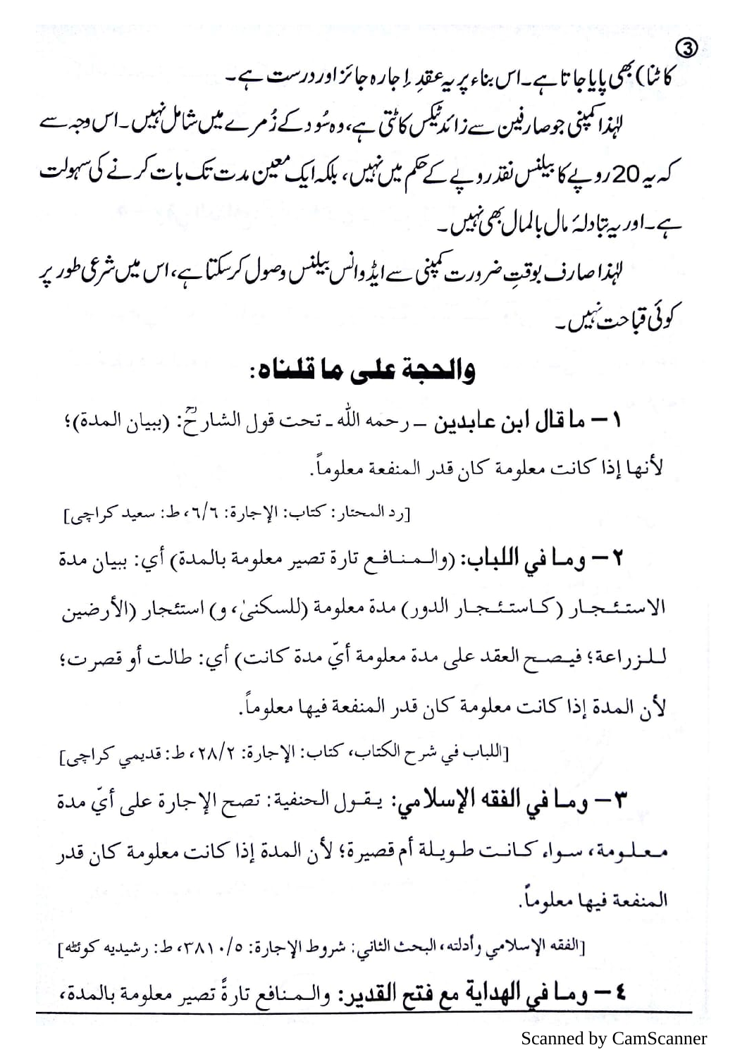کاٹنا) بھی پایا جاتا ہے۔اس بناء پر یہ عقدِ اِجارہ جائز اور درست ہے۔

لہٰذا کمپنی جو صارفین سے زائد ٹیکس کاٹتی ہے، وہ سُود کے زُمرے میں شامل نہیں۔اس وجہ سے کہ یہ 20 روپے کا بیلنس نقد روپے کے حکم میں نہیں، بلکہ ایک معین مدت تک بات کرنے کی سہولت ہے۔اور یہ تبادلۂ مال بالمال بھی نہیں۔

لہٰذا صارف بوقتِ ضرورت کمپنی سے ایڈوانس بیلنس وصول کرسکتا ہے، اس میں شرعی طور پر کوئی قباحت نہیں۔

## والحجة على ما قلناه:

**١ – ما قال ابن عابدين** – رحمه الله – تحت قول الشارحؒ: (ببيان المدة)؛ لأنها إذا كانت معلومة كان قدر المنفعة معلوماً.

[رد المحتار: كتاب: الإجارة: ٦/٦، ط: سعيد كراچی]

**٢ – وما في اللباب:** (والمنافع تارة تصير معلومة بالمدة) أي: ببيان مدة الاستئجار (كاستئجار الدور) مدة معلومة (للسكنىٰ، و) استئجار (الأرضين للزراعة؛ فيصح العقد على مدة معلومة أيّ مدة كانت) أي: طالت أو قصرت؛ لأن المدة إذا كانت معلومة كان قدر المنفعة فيها معلوماً.

[اللباب في شرح الكتاب، كتاب: الإجارة: ٢/٢٨، ط: قديمي كراچی]

**٣ – وما في الفقه الإسلامي:** يقول الحنفية: تصح الإجارة على أيّ مدة معلومة، سواء كانت طويلة أم قصيرة؛ لأن المدة إذا كانت معلومة كان قدر المنفعة فيها معلوماً.

[الفقه الإسلامي وأدلته، البحث الثاني: شروط الإجارة: ٥/٣٨١٠، ط: رشيديه كوئٹه]

**٤ – وما في الهداية مع فتح القدير:** والمنافع تارةً تصير معلومة بالمدة،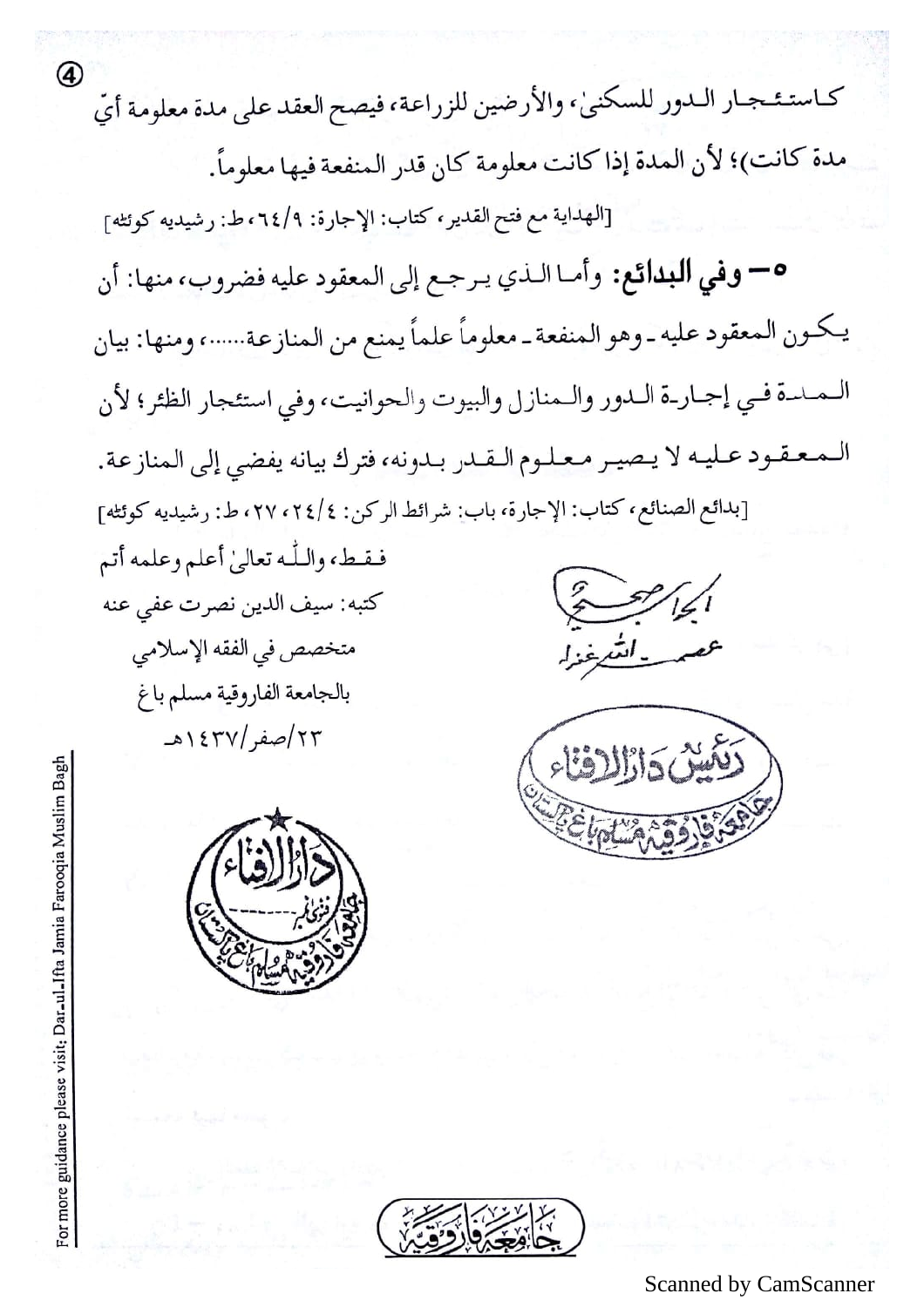كاستئجار الدور للسكنىٰ، والأرضين للزراعة، فيصح العقد على مدة معلومة أيّ مدة كانت)؛ لأن المدة إذا كانت معلومة كان قدر المنفعة فيها معلوماً.

[الهداية مع فتح القدير، كتاب: الإجارة: ٦٤/٩، ط: رشيديه كوئٹه]

**٥ – وفي البدائع:** وأما الذي يرجع إلى المعقود عليه فضروب، منها: أن يكون المعقود عليه ـ وهو المنفعة ـ معلوماً علماً يمنع من المنازعة......، ومنها: بيان المدة في إجارة الدور والمنازل والبيوت والحوانيت، وفي استئجار الظئر؛ لأن المعقود عليه لا يصير معلوم القدر بدونه، فترك بيانه يفضي إلى المنازعة.

[بدائع الصنائع، كتاب: الإجارة، باب: شرائط الركن: ٢٤/٤، ٢٧، ط: رشيديه كوئٹه]

فقط، والله تعالىٰ أعلم وعلمه أتم

كتبه: سيف الدين نصرت عفي عنه

متخصص في الفقه الإسلامي

بالجامعة الفاروقية مسلم باغ

٢٣/صفر/١٤٣٧هـ

الجواب صحيح

عصمت الله غزال

رئيس دار الافتاء

جامعہ فاروقیہ مسلم باغ بلوچستان

دار الافتاء

فتویٰ نمبر ------

جامعہ فاروقیہ مسلم باغ بلوچستان

For more guidance please visit: Dar-ul-Ifta Jamia Farooqia Muslim Bagh

جامعہ فاروقیہ